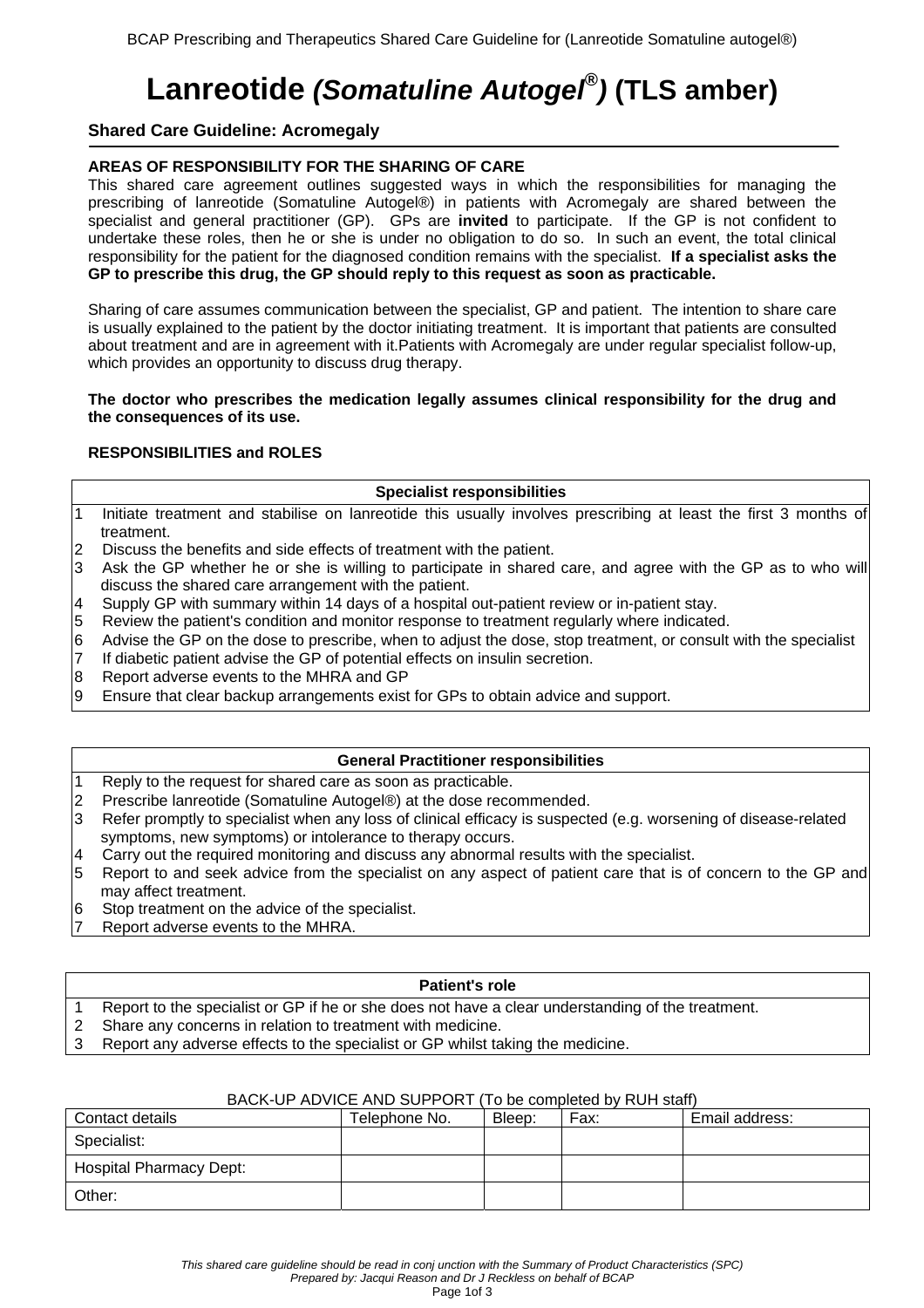# Lanreotide *(Somatuline Autogel®)* (TLS amber)

## Shared Care Guideline: Acromegaly

**AREAS OF RESPONSIBILITY FOR THE SHARING OF CARE**

This shared care agreement outlines suggested ways in which the responsibilities for managing the prescribing of lanreotide (Somatuline Autogel®) in patients with Acromegaly are shared between the specialist and general practitioner (GP). GPs are **invited** to participate. If the GP is not confident to undertake these roles, then he or she is under no obligation to do so. In such an event, the total clinical responsibility for the patient for the diagnosed condition remains with the specialist. **If a specialist asks the GP to prescribe this drug, the GP should reply to this request as soon as practicable.**

Sharing of care assumes communication between the specialist, GP and patient. The intention to share care is usually explained to the patient by the doctor initiating treatment. It is important that patients are consulted about treatment and are in agreement with it.Patients with Acromegaly are under regular specialist follow-up, which provides an opportunity to discuss drug therapy.

**The doctor who prescribes the medication legally assumes clinical responsibility for the drug and the consequences of its use.**

**RESPONSIBILITIES and ROLES**

| Specialist responsibilities |
|---|
| 1 Initiate treatment and stabilise on lanreotide this usually involves prescribing at least the first 3 months of treatment. |
| 2 Discuss the benefits and side effects of treatment with the patient. |
| 3 Ask the GP whether he or she is willing to participate in shared care, and agree with the GP as to who will discuss the shared care arrangement with the patient. |
| 4 Supply GP with summary within 14 days of a hospital out-patient review or in-patient stay. |
| 5 Review the patient's condition and monitor response to treatment regularly where indicated. |
| 6 Advise the GP on the dose to prescribe, when to adjust the dose, stop treatment, or consult with the specialist |
| 7 If diabetic patient advise the GP of potential effects on insulin secretion. |
| 8 Report adverse events to the MHRA and GP |
| 9 Ensure that clear backup arrangements exist for GPs to obtain advice and support. |

| General Practitioner responsibilities |
|---|
| 1 Reply to the request for shared care as soon as practicable. |
| 2 Prescribe lanreotide (Somatuline Autogel®) at the dose recommended. |
| 3 Refer promptly to specialist when any loss of clinical efficacy is suspected (e.g. worsening of disease-related symptoms, new symptoms) or intolerance to therapy occurs. |
| 4 Carry out the required monitoring and discuss any abnormal results with the specialist. |
| 5 Report to and seek advice from the specialist on any aspect of patient care that is of concern to the GP and may affect treatment. |
| 6 Stop treatment on the advice of the specialist. |
| 7 Report adverse events to the MHRA. |

| Patient's role |
|---|
| 1 Report to the specialist or GP if he or she does not have a clear understanding of the treatment. |
| 2 Share any concerns in relation to treatment with medicine. |
| 3 Report any adverse effects to the specialist or GP whilst taking the medicine. |

BACK-UP ADVICE AND SUPPORT (To be completed by RUH staff)

| Contact details | Telephone No. | Bleep: | Fax: | Email address: |
|---|---|---|---|---|
| Specialist: | | | | |
| Hospital Pharmacy Dept: | | | | |
| Other: | | | | |

*This shared care guideline should be read in conj unction with the Summary of Product Characteristics (SPC)*
*Prepared by: Jacqui Reason and Dr J Reckless on behalf of BCAP*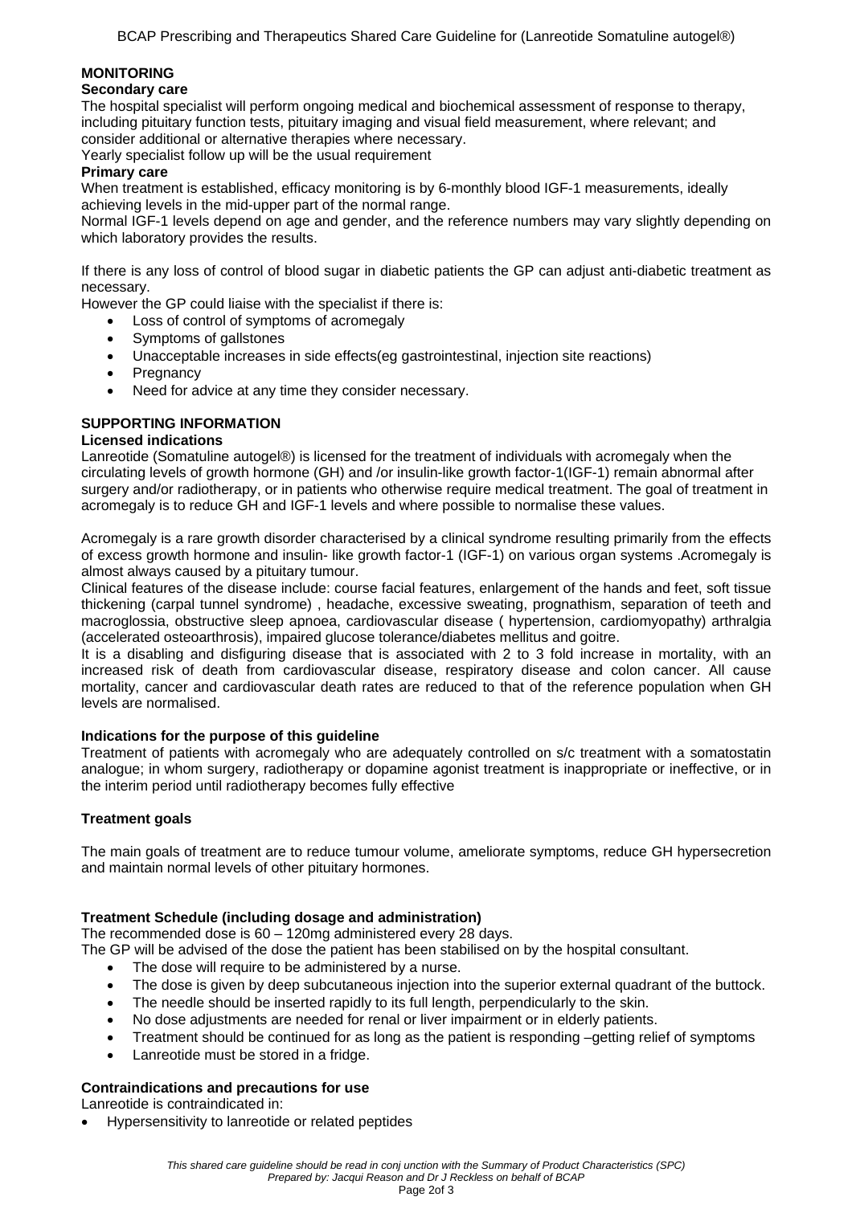## MONITORING

### Secondary care

The hospital specialist will perform ongoing medical and biochemical assessment of response to therapy, including pituitary function tests, pituitary imaging and visual field measurement, where relevant; and consider additional or alternative therapies where necessary.

Yearly specialist follow up will be the usual requirement

### Primary care

When treatment is established, efficacy monitoring is by 6-monthly blood IGF-1 measurements, ideally achieving levels in the mid-upper part of the normal range.

Normal IGF-1 levels depend on age and gender, and the reference numbers may vary slightly depending on which laboratory provides the results.

If there is any loss of control of blood sugar in diabetic patients the GP can adjust anti-diabetic treatment as necessary.

However the GP could liaise with the specialist if there is:

- Loss of control of symptoms of acromegaly
- Symptoms of gallstones
- Unacceptable increases in side effects(eg gastrointestinal, injection site reactions)
- Pregnancy
- Need for advice at any time they consider necessary.

## SUPPORTING INFORMATION

### Licensed indications

Lanreotide (Somatuline autogel®) is licensed for the treatment of individuals with acromegaly when the circulating levels of growth hormone (GH) and /or insulin-like growth factor-1(IGF-1) remain abnormal after surgery and/or radiotherapy, or in patients who otherwise require medical treatment. The goal of treatment in acromegaly is to reduce GH and IGF-1 levels and where possible to normalise these values.

Acromegaly is a rare growth disorder characterised by a clinical syndrome resulting primarily from the effects of excess growth hormone and insulin- like growth factor-1 (IGF-1) on various organ systems .Acromegaly is almost always caused by a pituitary tumour.

Clinical features of the disease include: course facial features, enlargement of the hands and feet, soft tissue thickening (carpal tunnel syndrome) , headache, excessive sweating, prognathism, separation of teeth and macroglossia, obstructive sleep apnoea, cardiovascular disease ( hypertension, cardiomyopathy) arthralgia (accelerated osteoarthrosis), impaired glucose tolerance/diabetes mellitus and goitre.

It is a disabling and disfiguring disease that is associated with 2 to 3 fold increase in mortality, with an increased risk of death from cardiovascular disease, respiratory disease and colon cancer. All cause mortality, cancer and cardiovascular death rates are reduced to that of the reference population when GH levels are normalised.

### Indications for the purpose of this guideline

Treatment of patients with acromegaly who are adequately controlled on s/c treatment with a somatostatin analogue; in whom surgery, radiotherapy or dopamine agonist treatment is inappropriate or ineffective, or in the interim period until radiotherapy becomes fully effective

### Treatment goals

The main goals of treatment are to reduce tumour volume, ameliorate symptoms, reduce GH hypersecretion and maintain normal levels of other pituitary hormones.

### Treatment Schedule (including dosage and administration)

The recommended dose is 60 – 120mg administered every 28 days.

The GP will be advised of the dose the patient has been stabilised on by the hospital consultant.

- The dose will require to be administered by a nurse.
- The dose is given by deep subcutaneous injection into the superior external quadrant of the buttock.
- The needle should be inserted rapidly to its full length, perpendicularly to the skin.
- No dose adjustments are needed for renal or liver impairment or in elderly patients.
- Treatment should be continued for as long as the patient is responding –getting relief of symptoms
- Lanreotide must be stored in a fridge.

### Contraindications and precautions for use

Lanreotide is contraindicated in:

- Hypersensitivity to lanreotide or related peptides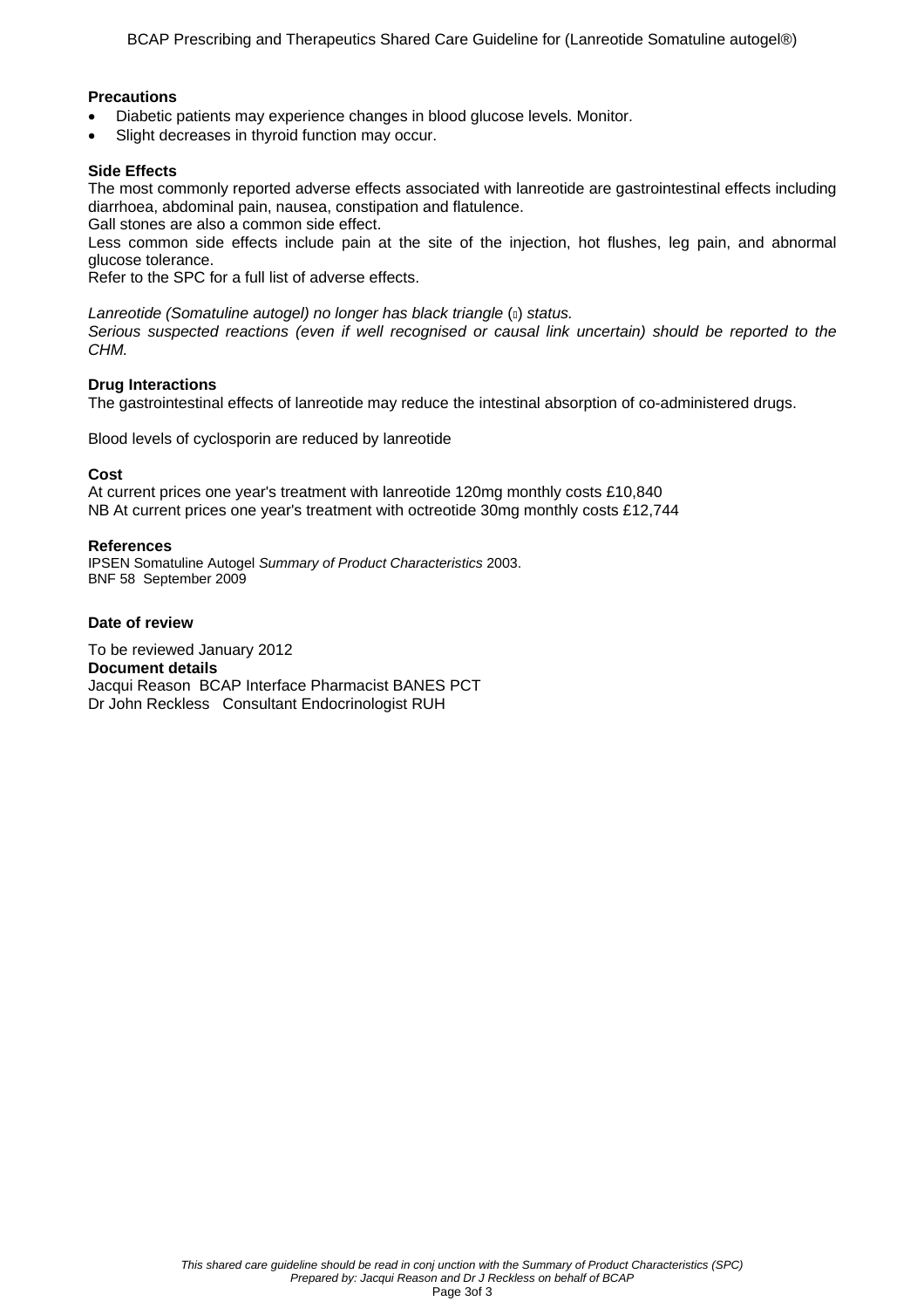**Precautions**

- Diabetic patients may experience changes in blood glucose levels. Monitor.
- Slight decreases in thyroid function may occur.

**Side Effects**

The most commonly reported adverse effects associated with lanreotide are gastrointestinal effects including diarrhoea, abdominal pain, nausea, constipation and flatulence.
Gall stones are also a common side effect.
Less common side effects include pain at the site of the injection, hot flushes, leg pain, and abnormal glucose tolerance.
Refer to the SPC for a full list of adverse effects.

*Lanreotide (Somatuline autogel) no longer has black triangle (▼) status.*
*Serious suspected reactions (even if well recognised or causal link uncertain) should be reported to the CHM.*

**Drug Interactions**

The gastrointestinal effects of lanreotide may reduce the intestinal absorption of co-administered drugs.

Blood levels of cyclosporin are reduced by lanreotide

**Cost**

At current prices one year's treatment with lanreotide 120mg monthly costs £10,840
NB At current prices one year's treatment with octreotide 30mg monthly costs £12,744

**References**

IPSEN Somatuline Autogel *Summary of Product Characteristics* 2003.
BNF 58 September 2009

**Date of review**

To be reviewed January 2012

**Document details**

Jacqui Reason BCAP Interface Pharmacist BANES PCT
Dr John Reckless Consultant Endocrinologist RUH